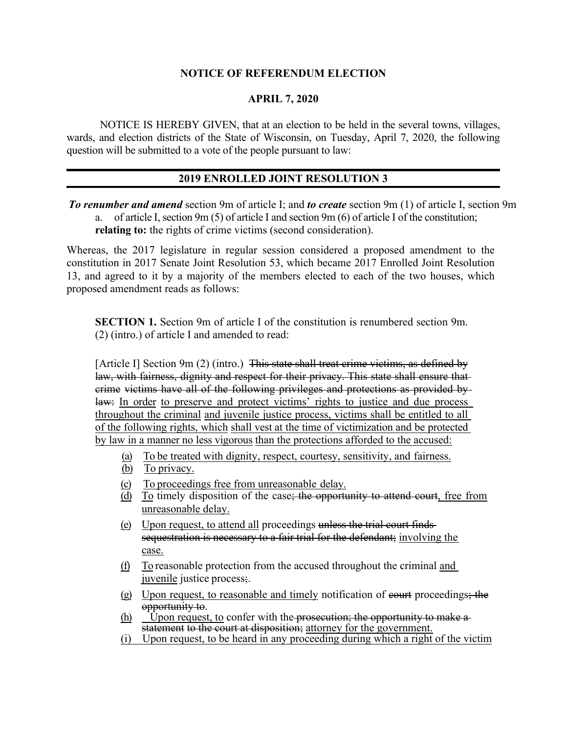**NOTICE OF REFERENDUM ELECTION**

**APRIL 7, 2020**

NOTICE IS HEREBY GIVEN, that at an election to be held in the several towns, villages, wards, and election districts of the State of Wisconsin, on Tuesday, April 7, 2020, the following question will be submitted to a vote of the people pursuant to law:

---

## 2019 ENROLLED JOINT RESOLUTION 3

---

***To renumber and amend*** section 9m of article I; and ***to create*** section 9m (1) of article I, section 9m a. of article I, section 9m (5) of article I and section 9m (6) of article I of the constitution; **relating to:** the rights of crime victims (second consideration).

Whereas, the 2017 legislature in regular session considered a proposed amendment to the constitution in 2017 Senate Joint Resolution 53, which became 2017 Enrolled Joint Resolution 13, and agreed to it by a majority of the members elected to each of the two houses, which proposed amendment reads as follows:

**SECTION 1.** Section 9m of article I of the constitution is renumbered section 9m. (2) (intro.) of article I and amended to read:

[Article I] Section 9m (2) (intro.) ~~This state shall treat crime victims, as defined by law, with fairness, dignity and respect for their privacy. This state shall ensure that crime victims have all of the following privileges and protections as provided by law:~~ <u>In order to preserve and protect victims' rights to justice and due process throughout the criminal and juvenile justice process, victims shall be entitled to all of the following rights, which shall vest at the time of victimization and be protected by law in a manner no less vigorous than the protections afforded to the accused:</u>

<u>(a)</u> <u>To be treated with dignity, respect, courtesy, sensitivity, and fairness.</u>

<u>(b)</u> <u>To privacy.</u>

<u>(c)</u> <u>To proceedings free from unreasonable delay.</u>

<u>(d)</u> <u>To</u> timely disposition of the case~~; the opportunity to attend court~~<u>, free from unreasonable delay.</u>

<u>(e)</u> <u>Upon request, to attend all</u> proceedings ~~unless the trial court finds sequestration is necessary to a fair trial for the defendant;~~ <u>involving the case.</u>

<u>(f)</u> <u>To</u> reasonable protection from the accused throughout the criminal <u>and juvenile</u> justice process~~;~~<u>.</u>

<u>(g)</u> <u>Upon request, to reasonable and timely</u> notification of ~~court~~ proceedings~~; the opportunity to~~<u>.</u>

<u>(h)</u> <u>Upon request, to</u> confer with the ~~prosecution; the opportunity to make a statement to the court at disposition;~~ <u>attorney for the government.</u>

<u>(i)</u> <u>Upon request, to be heard in any proceeding during which a right of the victim</u>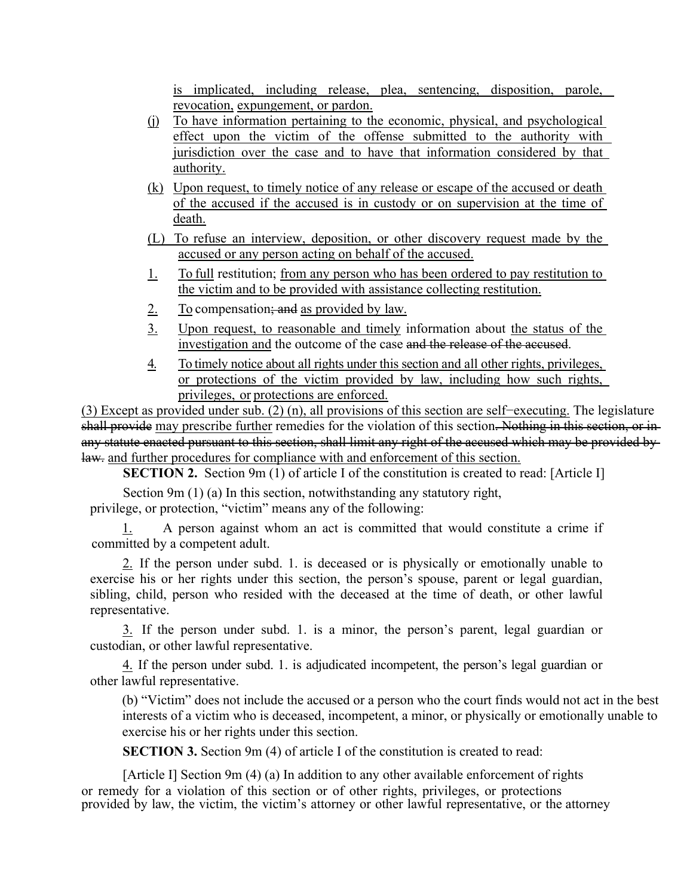is implicated, including release, plea, sentencing, disposition, parole, revocation, expungement, or pardon.

(j) To have information pertaining to the economic, physical, and psychological effect upon the victim of the offense submitted to the authority with jurisdiction over the case and to have that information considered by that authority.

(k) Upon request, to timely notice of any release or escape of the accused or death of the accused if the accused is in custody or on supervision at the time of death.

(L) To refuse an interview, deposition, or other discovery request made by the accused or any person acting on behalf of the accused.

1. To full restitution; from any person who has been ordered to pay restitution to the victim and to be provided with assistance collecting restitution.

2. To compensation; and as provided by law.

3. Upon request, to reasonable and timely information about the status of the investigation and the outcome of the case and the release of the accused.

4. To timely notice about all rights under this section and all other rights, privileges, or protections of the victim provided by law, including how such rights, privileges, or protections are enforced.

(3) Except as provided under sub. (2) (n), all provisions of this section are self–executing. The legislature shall provide may prescribe further remedies for the violation of this section. Nothing in this section, or in any statute enacted pursuant to this section, shall limit any right of the accused which may be provided by law. and further procedures for compliance with and enforcement of this section.

**SECTION 2.** Section 9m (1) of article I of the constitution is created to read: [Article I]

Section 9m (1) (a) In this section, notwithstanding any statutory right, privilege, or protection, "victim" means any of the following:

1. A person against whom an act is committed that would constitute a crime if committed by a competent adult.

2. If the person under subd. 1. is deceased or is physically or emotionally unable to exercise his or her rights under this section, the person's spouse, parent or legal guardian, sibling, child, person who resided with the deceased at the time of death, or other lawful representative.

3. If the person under subd. 1. is a minor, the person's parent, legal guardian or custodian, or other lawful representative.

4. If the person under subd. 1. is adjudicated incompetent, the person's legal guardian or other lawful representative.

(b) "Victim" does not include the accused or a person who the court finds would not act in the best interests of a victim who is deceased, incompetent, a minor, or physically or emotionally unable to exercise his or her rights under this section.

**SECTION 3.** Section 9m (4) of article I of the constitution is created to read:

[Article I] Section 9m (4) (a) In addition to any other available enforcement of rights or remedy for a violation of this section or of other rights, privileges, or protections provided by law, the victim, the victim's attorney or other lawful representative, or the attorney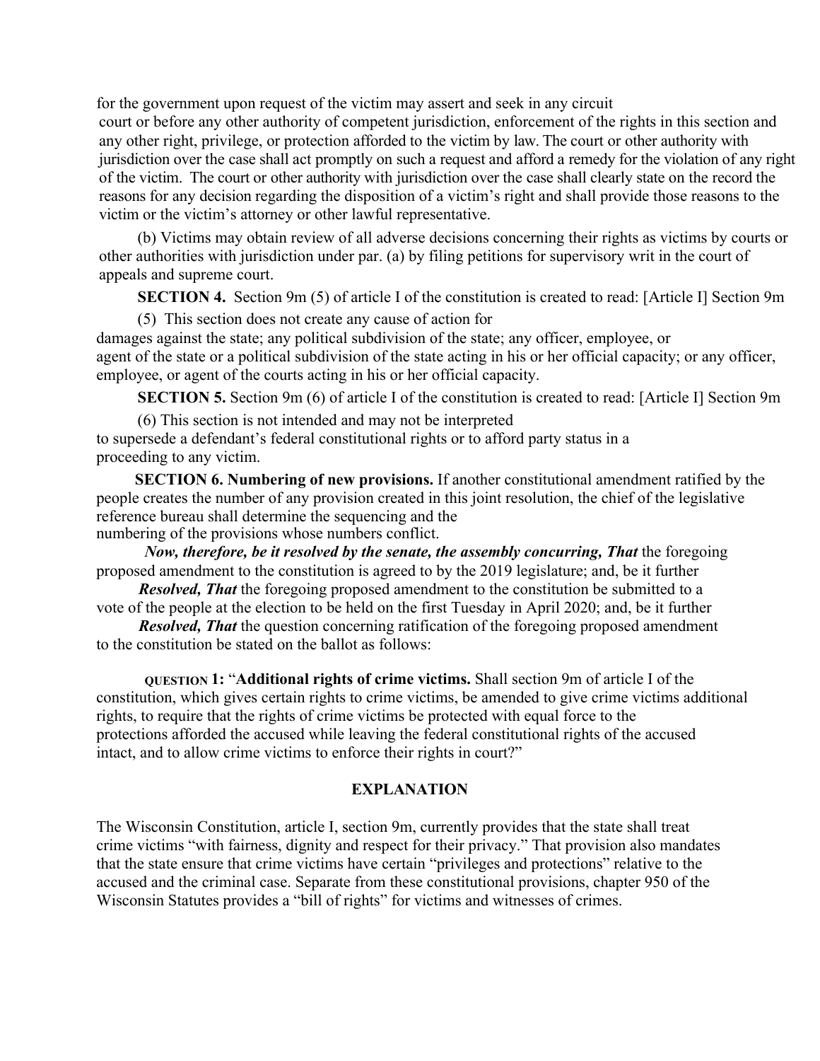for the government upon request of the victim may assert and seek in any circuit court or before any other authority of competent jurisdiction, enforcement of the rights in this section and any other right, privilege, or protection afforded to the victim by law. The court or other authority with jurisdiction over the case shall act promptly on such a request and afford a remedy for the violation of any right of the victim. The court or other authority with jurisdiction over the case shall clearly state on the record the reasons for any decision regarding the disposition of a victim's right and shall provide those reasons to the victim or the victim's attorney or other lawful representative.

(b) Victims may obtain review of all adverse decisions concerning their rights as victims by courts or other authorities with jurisdiction under par. (a) by filing petitions for supervisory writ in the court of appeals and supreme court.

**SECTION 4.** Section 9m (5) of article I of the constitution is created to read: [Article I] Section 9m

(5) This section does not create any cause of action for damages against the state; any political subdivision of the state; any officer, employee, or agent of the state or a political subdivision of the state acting in his or her official capacity; or any officer, employee, or agent of the courts acting in his or her official capacity.

**SECTION 5.** Section 9m (6) of article I of the constitution is created to read: [Article I] Section 9m

(6) This section is not intended and may not be interpreted to supersede a defendant's federal constitutional rights or to afford party status in a proceeding to any victim.

**SECTION 6. Numbering of new provisions.** If another constitutional amendment ratified by the people creates the number of any provision created in this joint resolution, the chief of the legislative reference bureau shall determine the sequencing and the numbering of the provisions whose numbers conflict.

***Now, therefore, be it resolved by the senate, the assembly concurring, That*** the foregoing proposed amendment to the constitution is agreed to by the 2019 legislature; and, be it further

***Resolved, That*** the foregoing proposed amendment to the constitution be submitted to a vote of the people at the election to be held on the first Tuesday in April 2020; and, be it further

***Resolved, That*** the question concerning ratification of the foregoing proposed amendment to the constitution be stated on the ballot as follows:

**QUESTION 1:** "**Additional rights of crime victims.** Shall section 9m of article I of the constitution, which gives certain rights to crime victims, be amended to give crime victims additional rights, to require that the rights of crime victims be protected with equal force to the protections afforded the accused while leaving the federal constitutional rights of the accused intact, and to allow crime victims to enforce their rights in court?"

## EXPLANATION

The Wisconsin Constitution, article I, section 9m, currently provides that the state shall treat crime victims "with fairness, dignity and respect for their privacy." That provision also mandates that the state ensure that crime victims have certain "privileges and protections" relative to the accused and the criminal case. Separate from these constitutional provisions, chapter 950 of the Wisconsin Statutes provides a "bill of rights" for victims and witnesses of crimes.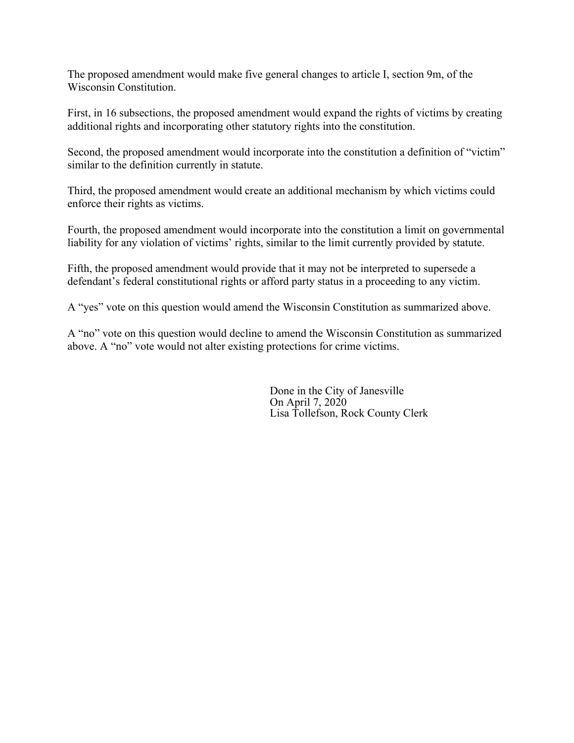The proposed amendment would make five general changes to article I, section 9m, of the Wisconsin Constitution.

First, in 16 subsections, the proposed amendment would expand the rights of victims by creating additional rights and incorporating other statutory rights into the constitution.

Second, the proposed amendment would incorporate into the constitution a definition of "victim" similar to the definition currently in statute.

Third, the proposed amendment would create an additional mechanism by which victims could enforce their rights as victims.

Fourth, the proposed amendment would incorporate into the constitution a limit on governmental liability for any violation of victims' rights, similar to the limit currently provided by statute.

Fifth, the proposed amendment would provide that it may not be interpreted to supersede a defendant's federal constitutional rights or afford party status in a proceeding to any victim.

A "yes" vote on this question would amend the Wisconsin Constitution as summarized above.

A "no" vote on this question would decline to amend the Wisconsin Constitution as summarized above. A "no" vote would not alter existing protections for crime victims.

Done in the City of Janesville
On April 7, 2020
Lisa Tollefson, Rock County Clerk